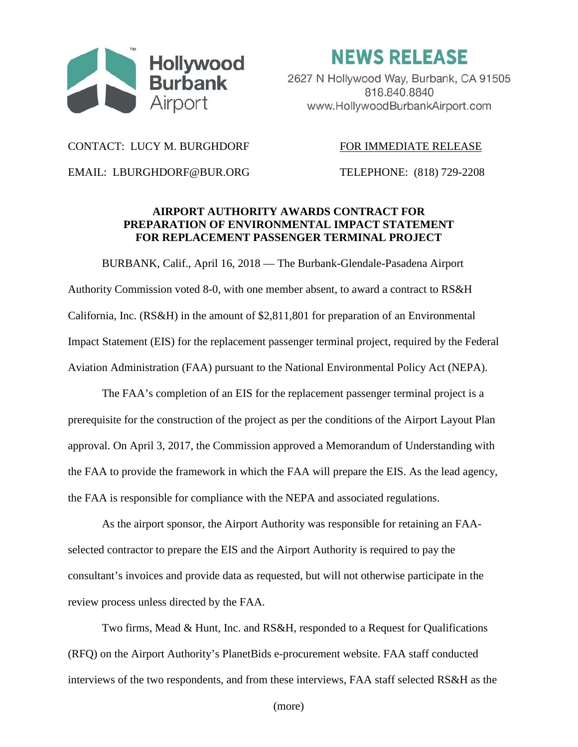Hollywood Burbank Airport

# NEWS RELEASE

2627 N Hollywood Way, Burbank, CA 91505
818.840.8840
www.HollywoodBurbankAirport.com

CONTACT: LUCY M. BURGHDORF | FOR IMMEDIATE RELEASE

EMAIL: LBURGHDORF@BUR.ORG | TELEPHONE: (818) 729-2208

## AIRPORT AUTHORITY AWARDS CONTRACT FOR PREPARATION OF ENVIRONMENTAL IMPACT STATEMENT FOR REPLACEMENT PASSENGER TERMINAL PROJECT

BURBANK, Calif., April 16, 2018 — The Burbank-Glendale-Pasadena Airport Authority Commission voted 8-0, with one member absent, to award a contract to RS&H California, Inc. (RS&H) in the amount of $2,811,801 for preparation of an Environmental Impact Statement (EIS) for the replacement passenger terminal project, required by the Federal Aviation Administration (FAA) pursuant to the National Environmental Policy Act (NEPA).

The FAA's completion of an EIS for the replacement passenger terminal project is a prerequisite for the construction of the project as per the conditions of the Airport Layout Plan approval. On April 3, 2017, the Commission approved a Memorandum of Understanding with the FAA to provide the framework in which the FAA will prepare the EIS. As the lead agency, the FAA is responsible for compliance with the NEPA and associated regulations.

As the airport sponsor, the Airport Authority was responsible for retaining an FAA-selected contractor to prepare the EIS and the Airport Authority is required to pay the consultant's invoices and provide data as requested, but will not otherwise participate in the review process unless directed by the FAA.

Two firms, Mead & Hunt, Inc. and RS&H, responded to a Request for Qualifications (RFQ) on the Airport Authority's PlanetBids e-procurement website. FAA staff conducted interviews of the two respondents, and from these interviews, FAA staff selected RS&H as the

(more)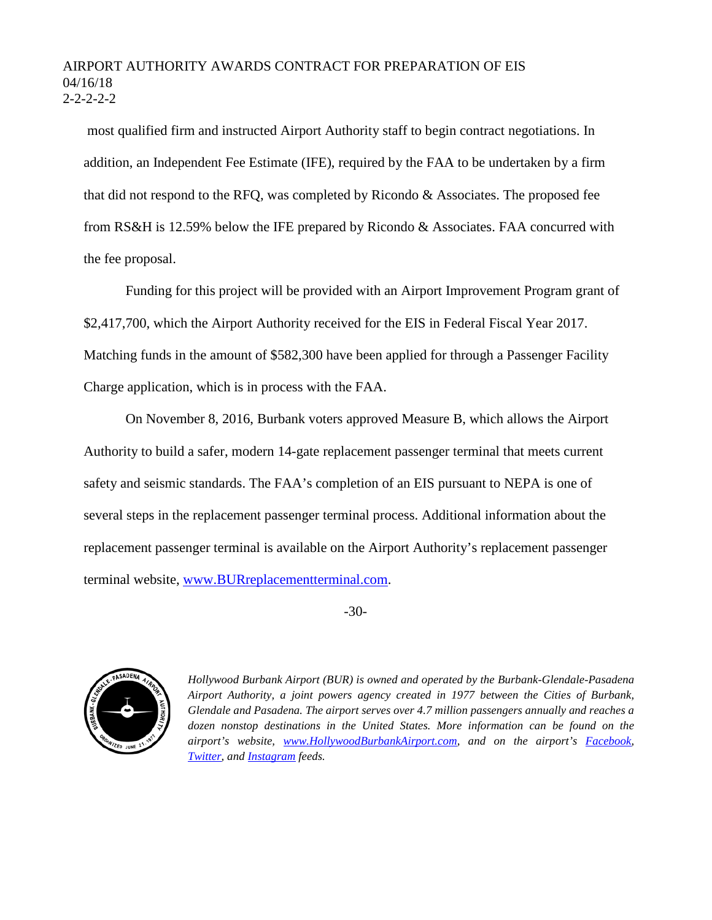most qualified firm and instructed Airport Authority staff to begin contract negotiations. In addition, an Independent Fee Estimate (IFE), required by the FAA to be undertaken by a firm that did not respond to the RFQ, was completed by Ricondo & Associates. The proposed fee from RS&H is 12.59% below the IFE prepared by Ricondo & Associates. FAA concurred with the fee proposal.

Funding for this project will be provided with an Airport Improvement Program grant of $2,417,700, which the Airport Authority received for the EIS in Federal Fiscal Year 2017. Matching funds in the amount of $582,300 have been applied for through a Passenger Facility Charge application, which is in process with the FAA.

On November 8, 2016, Burbank voters approved Measure B, which allows the Airport Authority to build a safer, modern 14-gate replacement passenger terminal that meets current safety and seismic standards. The FAA's completion of an EIS pursuant to NEPA is one of several steps in the replacement passenger terminal process. Additional information about the replacement passenger terminal is available on the Airport Authority's replacement passenger terminal website, [www.BURreplacementterminal.com](http://www.BURreplacementterminal.com).

-30-

*Hollywood Burbank Airport (BUR) is owned and operated by the Burbank-Glendale-Pasadena Airport Authority, a joint powers agency created in 1977 between the Cities of Burbank, Glendale and Pasadena. The airport serves over 4.7 million passengers annually and reaches a dozen nonstop destinations in the United States. More information can be found on the airport's website, [www.HollywoodBurbankAirport.com](http://www.HollywoodBurbankAirport.com), and on the airport's Facebook, Twitter, and Instagram feeds.*